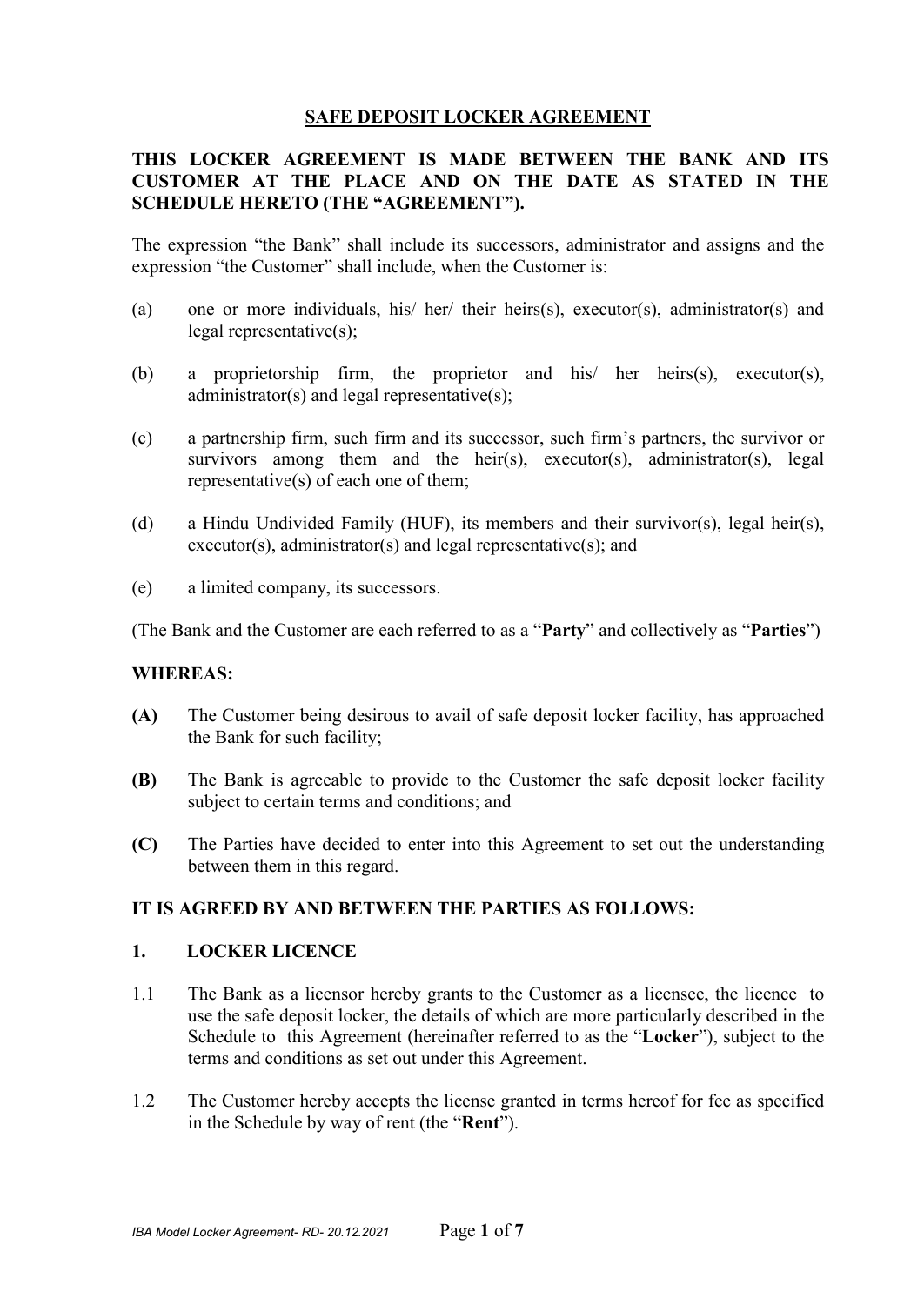# SAFE DEPOSIT LOCKER AGREEMENT

**THIS LOCKER AGREEMENT IS MADE BETWEEN THE BANK AND ITS CUSTOMER AT THE PLACE AND ON THE DATE AS STATED IN THE SCHEDULE HERETO (THE "AGREEMENT").**

The expression "the Bank" shall include its successors, administrator and assigns and the expression "the Customer" shall include, when the Customer is:

(a) one or more individuals, his/ her/ their heirs(s), executor(s), administrator(s) and legal representative(s);

(b) a proprietorship firm, the proprietor and his/ her heirs(s), executor(s), administrator(s) and legal representative(s);

(c) a partnership firm, such firm and its successor, such firm's partners, the survivor or survivors among them and the heir(s), executor(s), administrator(s), legal representative(s) of each one of them;

(d) a Hindu Undivided Family (HUF), its members and their survivor(s), legal heir(s), executor(s), administrator(s) and legal representative(s); and

(e) a limited company, its successors.

(The Bank and the Customer are each referred to as a "**Party**" and collectively as "**Parties**")

**WHEREAS:**

**(A)** The Customer being desirous to avail of safe deposit locker facility, has approached the Bank for such facility;

**(B)** The Bank is agreeable to provide to the Customer the safe deposit locker facility subject to certain terms and conditions; and

**(C)** The Parties have decided to enter into this Agreement to set out the understanding between them in this regard.

**IT IS AGREED BY AND BETWEEN THE PARTIES AS FOLLOWS:**

## 1. LOCKER LICENCE

1.1 The Bank as a licensor hereby grants to the Customer as a licensee, the licence to use the safe deposit locker, the details of which are more particularly described in the Schedule to this Agreement (hereinafter referred to as the "**Locker**"), subject to the terms and conditions as set out under this Agreement.

1.2 The Customer hereby accepts the license granted in terms hereof for fee as specified in the Schedule by way of rent (the "**Rent**").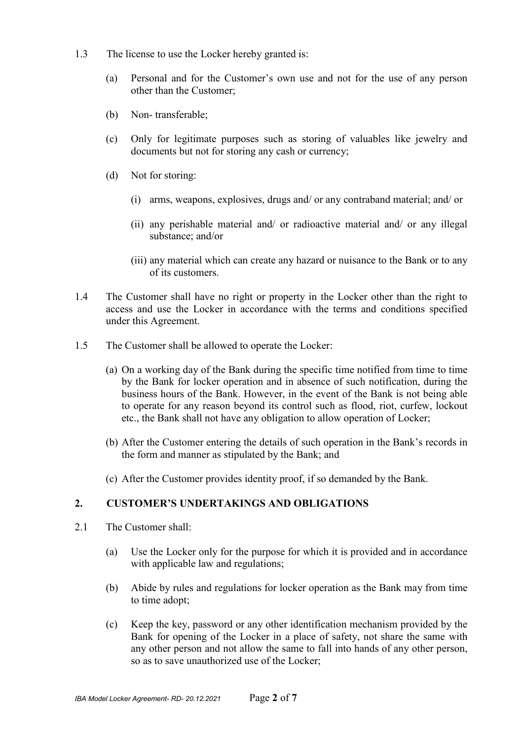1.3 The license to use the Locker hereby granted is:

(a) Personal and for the Customer's own use and not for the use of any person other than the Customer;

(b) Non- transferable;

(c) Only for legitimate purposes such as storing of valuables like jewelry and documents but not for storing any cash or currency;

(d) Not for storing:

(i) arms, weapons, explosives, drugs and/ or any contraband material; and/ or

(ii) any perishable material and/ or radioactive material and/ or any illegal substance; and/or

(iii) any material which can create any hazard or nuisance to the Bank or to any of its customers.

1.4 The Customer shall have no right or property in the Locker other than the right to access and use the Locker in accordance with the terms and conditions specified under this Agreement.

1.5 The Customer shall be allowed to operate the Locker:

(a) On a working day of the Bank during the specific time notified from time to time by the Bank for locker operation and in absence of such notification, during the business hours of the Bank. However, in the event of the Bank is not being able to operate for any reason beyond its control such as flood, riot, curfew, lockout etc., the Bank shall not have any obligation to allow operation of Locker;

(b) After the Customer entering the details of such operation in the Bank's records in the form and manner as stipulated by the Bank; and

(c) After the Customer provides identity proof, if so demanded by the Bank.

## 2. CUSTOMER'S UNDERTAKINGS AND OBLIGATIONS

2.1 The Customer shall:

(a) Use the Locker only for the purpose for which it is provided and in accordance with applicable law and regulations;

(b) Abide by rules and regulations for locker operation as the Bank may from time to time adopt;

(c) Keep the key, password or any other identification mechanism provided by the Bank for opening of the Locker in a place of safety, not share the same with any other person and not allow the same to fall into hands of any other person, so as to save unauthorized use of the Locker;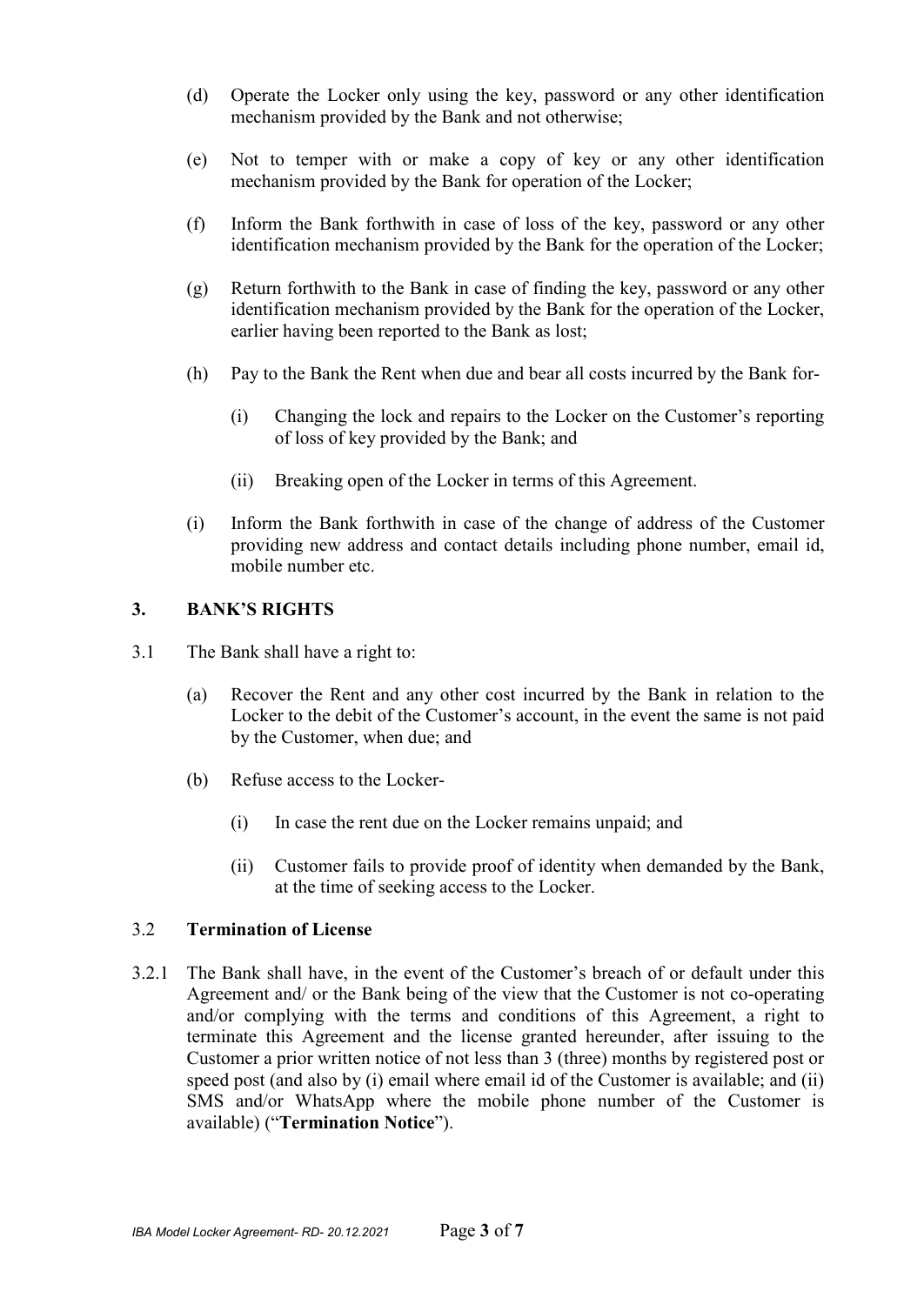(d) Operate the Locker only using the key, password or any other identification mechanism provided by the Bank and not otherwise;

(e) Not to temper with or make a copy of key or any other identification mechanism provided by the Bank for operation of the Locker;

(f) Inform the Bank forthwith in case of loss of the key, password or any other identification mechanism provided by the Bank for the operation of the Locker;

(g) Return forthwith to the Bank in case of finding the key, password or any other identification mechanism provided by the Bank for the operation of the Locker, earlier having been reported to the Bank as lost;

(h) Pay to the Bank the Rent when due and bear all costs incurred by the Bank for-

  (i) Changing the lock and repairs to the Locker on the Customer's reporting of loss of key provided by the Bank; and

  (ii) Breaking open of the Locker in terms of this Agreement.

(i) Inform the Bank forthwith in case of the change of address of the Customer providing new address and contact details including phone number, email id, mobile number etc.

## 3. BANK'S RIGHTS

3.1 The Bank shall have a right to:

(a) Recover the Rent and any other cost incurred by the Bank in relation to the Locker to the debit of the Customer's account, in the event the same is not paid by the Customer, when due; and

(b) Refuse access to the Locker-

  (i) In case the rent due on the Locker remains unpaid; and

  (ii) Customer fails to provide proof of identity when demanded by the Bank, at the time of seeking access to the Locker.

### 3.2 Termination of License

3.2.1 The Bank shall have, in the event of the Customer's breach of or default under this Agreement and/ or the Bank being of the view that the Customer is not co-operating and/or complying with the terms and conditions of this Agreement, a right to terminate this Agreement and the license granted hereunder, after issuing to the Customer a prior written notice of not less than 3 (three) months by registered post or speed post (and also by (i) email where email id of the Customer is available; and (ii) SMS and/or WhatsApp where the mobile phone number of the Customer is available) ("**Termination Notice**").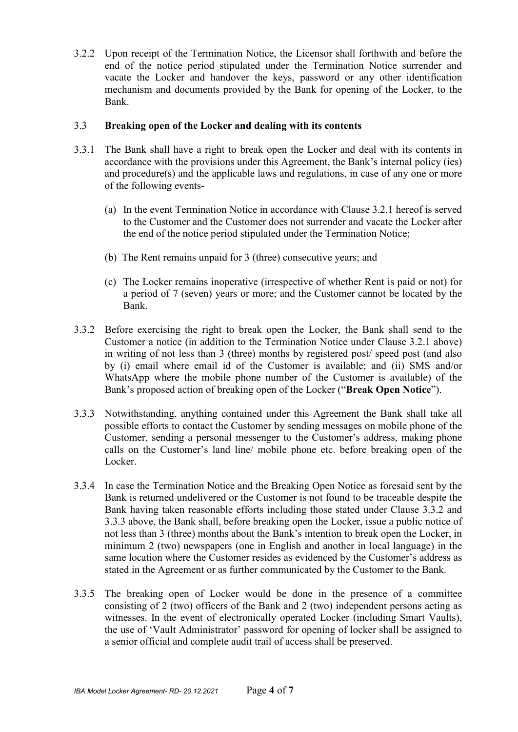3.2.2 Upon receipt of the Termination Notice, the Licensor shall forthwith and before the end of the notice period stipulated under the Termination Notice surrender and vacate the Locker and handover the keys, password or any other identification mechanism and documents provided by the Bank for opening of the Locker, to the Bank.

3.3 **Breaking open of the Locker and dealing with its contents**

3.3.1 The Bank shall have a right to break open the Locker and deal with its contents in accordance with the provisions under this Agreement, the Bank's internal policy (ies) and procedure(s) and the applicable laws and regulations, in case of any one or more of the following events-

(a) In the event Termination Notice in accordance with Clause 3.2.1 hereof is served to the Customer and the Customer does not surrender and vacate the Locker after the end of the notice period stipulated under the Termination Notice;

(b) The Rent remains unpaid for 3 (three) consecutive years; and

(c) The Locker remains inoperative (irrespective of whether Rent is paid or not) for a period of 7 (seven) years or more; and the Customer cannot be located by the Bank.

3.3.2 Before exercising the right to break open the Locker, the Bank shall send to the Customer a notice (in addition to the Termination Notice under Clause 3.2.1 above) in writing of not less than 3 (three) months by registered post/ speed post (and also by (i) email where email id of the Customer is available; and (ii) SMS and/or WhatsApp where the mobile phone number of the Customer is available) of the Bank's proposed action of breaking open of the Locker ("**Break Open Notice**").

3.3.3 Notwithstanding, anything contained under this Agreement the Bank shall take all possible efforts to contact the Customer by sending messages on mobile phone of the Customer, sending a personal messenger to the Customer's address, making phone calls on the Customer's land line/ mobile phone etc. before breaking open of the Locker.

3.3.4 In case the Termination Notice and the Breaking Open Notice as foresaid sent by the Bank is returned undelivered or the Customer is not found to be traceable despite the Bank having taken reasonable efforts including those stated under Clause 3.3.2 and 3.3.3 above, the Bank shall, before breaking open the Locker, issue a public notice of not less than 3 (three) months about the Bank's intention to break open the Locker, in minimum 2 (two) newspapers (one in English and another in local language) in the same location where the Customer resides as evidenced by the Customer's address as stated in the Agreement or as further communicated by the Customer to the Bank.

3.3.5 The breaking open of Locker would be done in the presence of a committee consisting of 2 (two) officers of the Bank and 2 (two) independent persons acting as witnesses. In the event of electronically operated Locker (including Smart Vaults), the use of 'Vault Administrator' password for opening of locker shall be assigned to a senior official and complete audit trail of access shall be preserved.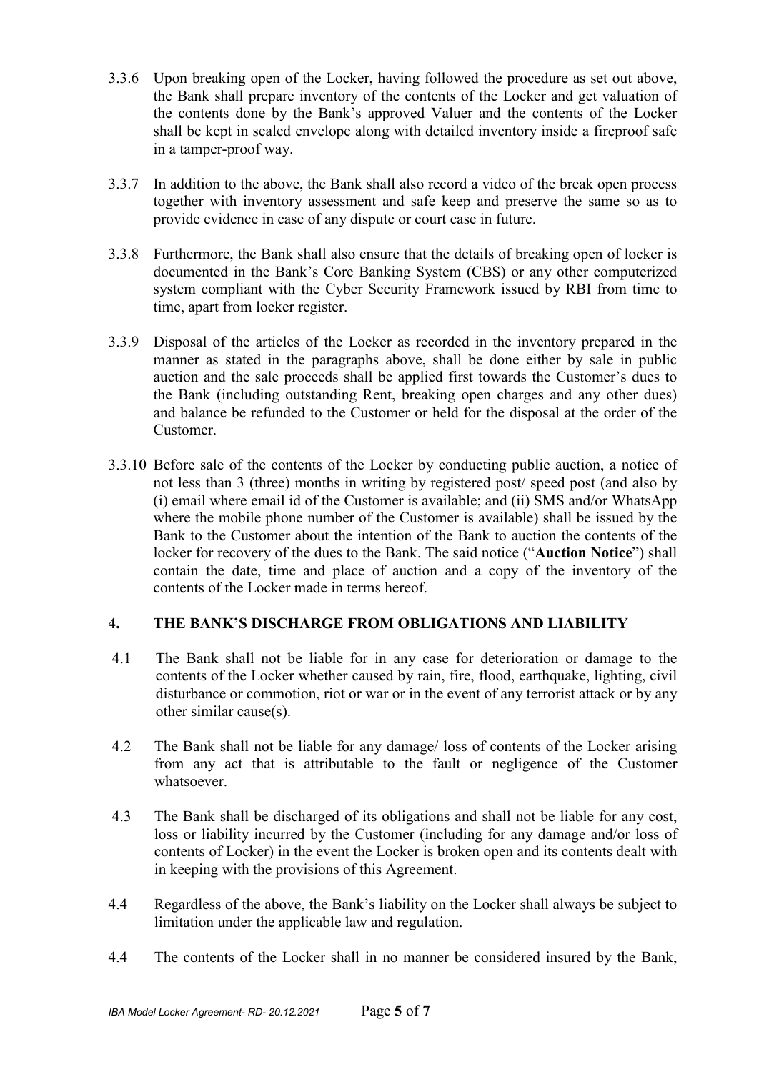3.3.6 Upon breaking open of the Locker, having followed the procedure as set out above, the Bank shall prepare inventory of the contents of the Locker and get valuation of the contents done by the Bank's approved Valuer and the contents of the Locker shall be kept in sealed envelope along with detailed inventory inside a fireproof safe in a tamper-proof way.

3.3.7 In addition to the above, the Bank shall also record a video of the break open process together with inventory assessment and safe keep and preserve the same so as to provide evidence in case of any dispute or court case in future.

3.3.8 Furthermore, the Bank shall also ensure that the details of breaking open of locker is documented in the Bank's Core Banking System (CBS) or any other computerized system compliant with the Cyber Security Framework issued by RBI from time to time, apart from locker register.

3.3.9 Disposal of the articles of the Locker as recorded in the inventory prepared in the manner as stated in the paragraphs above, shall be done either by sale in public auction and the sale proceeds shall be applied first towards the Customer's dues to the Bank (including outstanding Rent, breaking open charges and any other dues) and balance be refunded to the Customer or held for the disposal at the order of the Customer.

3.3.10 Before sale of the contents of the Locker by conducting public auction, a notice of not less than 3 (three) months in writing by registered post/ speed post (and also by (i) email where email id of the Customer is available; and (ii) SMS and/or WhatsApp where the mobile phone number of the Customer is available) shall be issued by the Bank to the Customer about the intention of the Bank to auction the contents of the locker for recovery of the dues to the Bank. The said notice ("**Auction Notice**") shall contain the date, time and place of auction and a copy of the inventory of the contents of the Locker made in terms hereof.

## 4. THE BANK'S DISCHARGE FROM OBLIGATIONS AND LIABILITY

4.1 The Bank shall not be liable for in any case for deterioration or damage to the contents of the Locker whether caused by rain, fire, flood, earthquake, lighting, civil disturbance or commotion, riot or war or in the event of any terrorist attack or by any other similar cause(s).

4.2 The Bank shall not be liable for any damage/ loss of contents of the Locker arising from any act that is attributable to the fault or negligence of the Customer whatsoever.

4.3 The Bank shall be discharged of its obligations and shall not be liable for any cost, loss or liability incurred by the Customer (including for any damage and/or loss of contents of Locker) in the event the Locker is broken open and its contents dealt with in keeping with the provisions of this Agreement.

4.4 Regardless of the above, the Bank's liability on the Locker shall always be subject to limitation under the applicable law and regulation.

4.4 The contents of the Locker shall in no manner be considered insured by the Bank,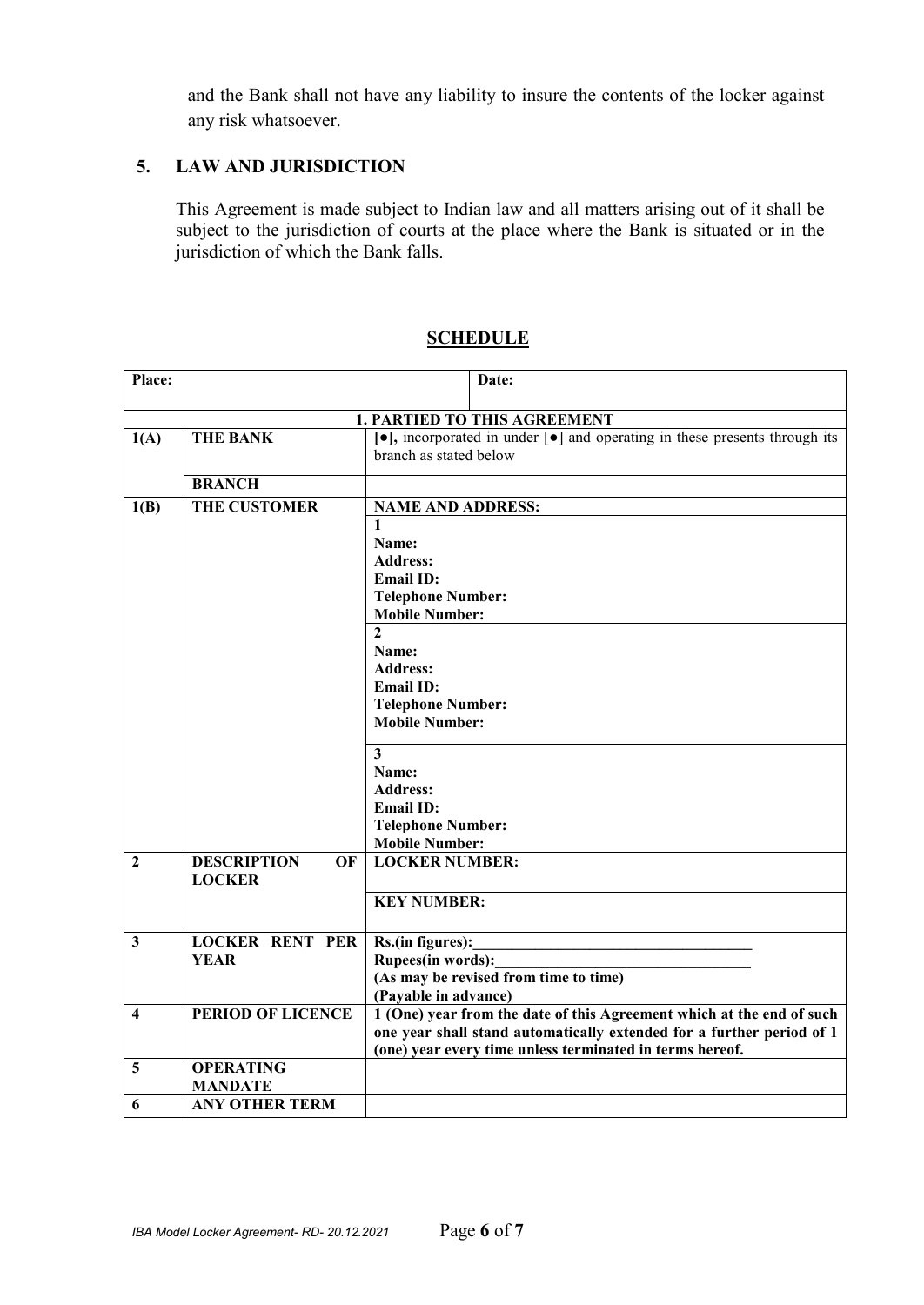and the Bank shall not have any liability to insure the contents of the locker against any risk whatsoever.

## 5. LAW AND JURISDICTION

This Agreement is made subject to Indian law and all matters arising out of it shall be subject to the jurisdiction of courts at the place where the Bank is situated or in the jurisdiction of which the Bank falls.

## SCHEDULE

| **Place:** | | **Date:** |
|---|---|---|
| **1. PARTIED TO THIS AGREEMENT** | | |
| **1(A)** | **THE BANK** | **[●],** incorporated in under [●] and operating in these presents through its branch as stated below |
| | **BRANCH** | |
| **1(B)** | **THE CUSTOMER** | **NAME AND ADDRESS:** |
| | | **1**<br>**Name:**<br>**Address:**<br>**Email ID:**<br>**Telephone Number:**<br>**Mobile Number:** |
| | | **2**<br>**Name:**<br>**Address:**<br>**Email ID:**<br>**Telephone Number:**<br>**Mobile Number:** |
| | | **3**<br>**Name:**<br>**Address:**<br>**Email ID:**<br>**Telephone Number:**<br>**Mobile Number:** |
| **2** | **DESCRIPTION OF LOCKER** | **LOCKER NUMBER:** |
| | | **KEY NUMBER:** |
| **3** | **LOCKER RENT PER YEAR** | **Rs.(in figures):\_\_\_\_\_\_\_\_\_\_\_\_\_\_\_\_\_\_\_\_\_\_\_\_\_\_\_\_\_\_\_\_\_\_\_\_**<br>**Rupees(in words):\_\_\_\_\_\_\_\_\_\_\_\_\_\_\_\_\_\_\_\_\_\_\_\_\_\_\_\_\_\_\_\_\_\_\_**<br>**(As may be revised from time to time)**<br>**(Payable in advance)** |
| **4** | **PERIOD OF LICENCE** | **1 (One) year from the date of this Agreement which at the end of such one year shall stand automatically extended for a further period of 1 (one) year every time unless terminated in terms hereof.** |
| **5** | **OPERATING MANDATE** | |
| **6** | **ANY OTHER TERM** | |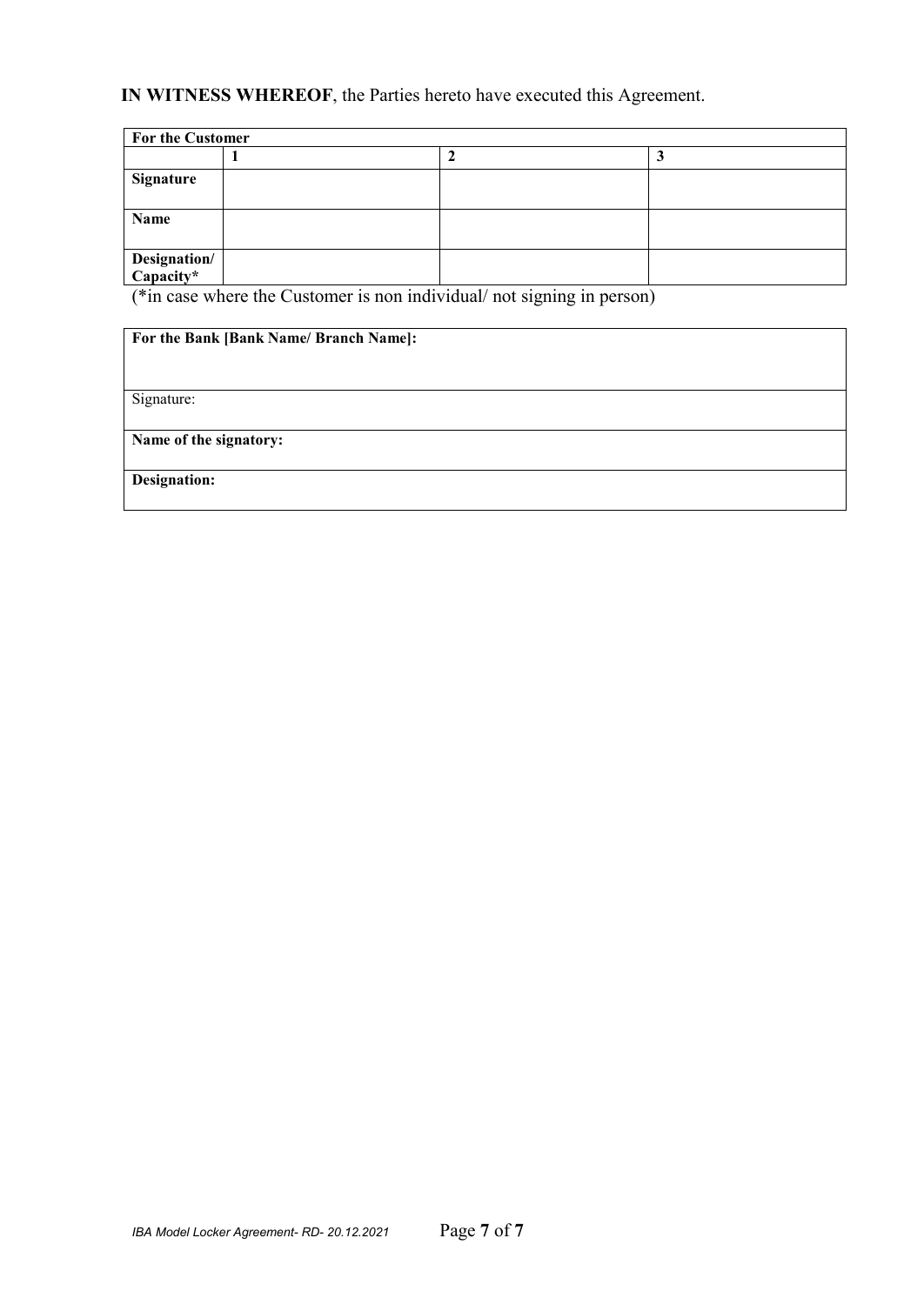**IN WITNESS WHEREOF**, the Parties hereto have executed this Agreement.

| **For the Customer** | | | |
|---|---|---|---|
| | **1** | **2** | **3** |
| **Signature** | | | |
| **Name** | | | |
| **Designation/ Capacity*** | | | |

(*in case where the Customer is non individual/ not signing in person)

| **For the Bank [Bank Name/ Branch Name]:** |
|---|
| Signature: |
| **Name of the signatory:** |
| **Designation:** |